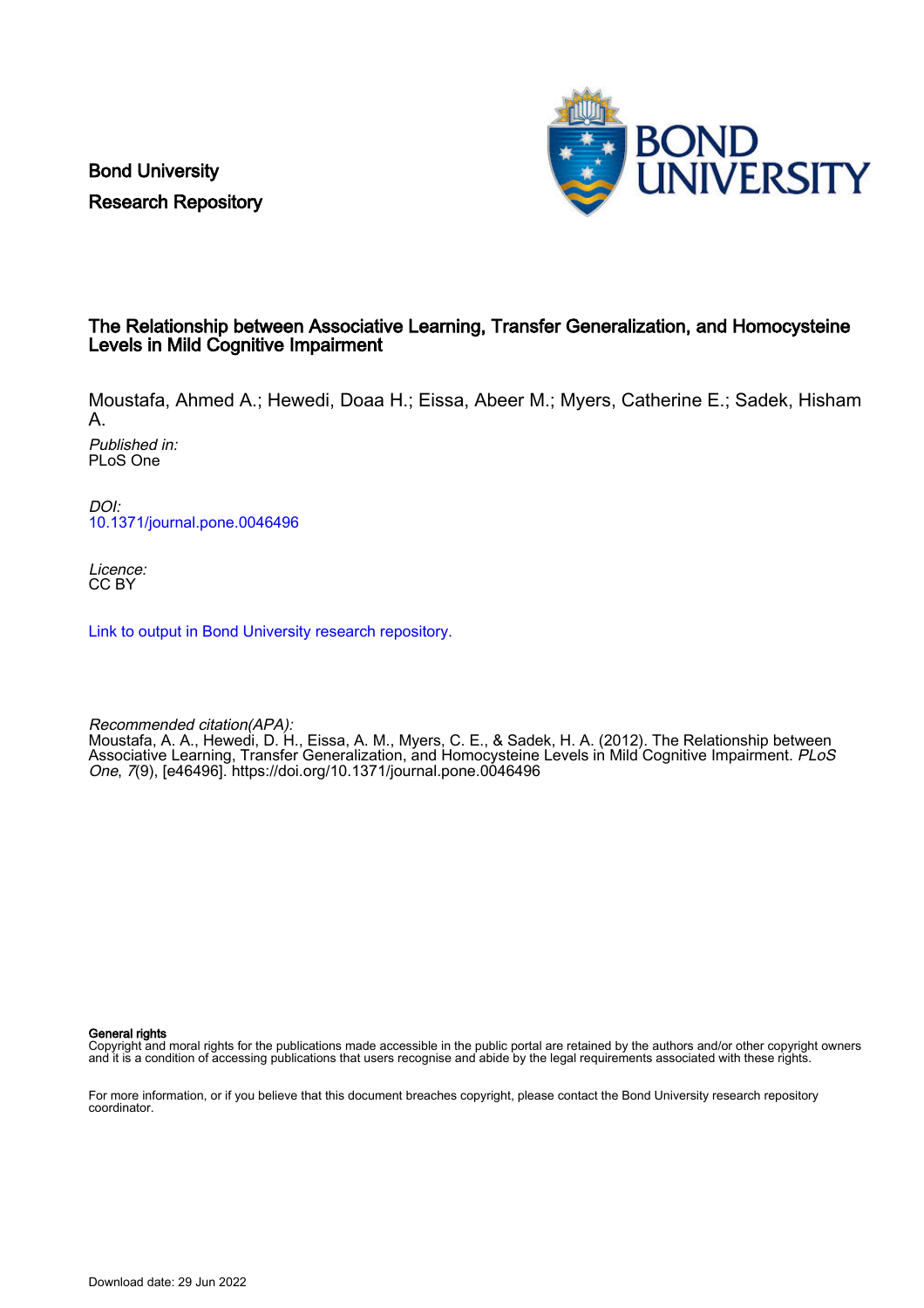Bond University
Research Repository

# The Relationship between Associative Learning, Transfer Generalization, and Homocysteine Levels in Mild Cognitive Impairment

Moustafa, Ahmed A.; Hewedi, Doaa H.; Eissa, Abeer M.; Myers, Catherine E.; Sadek, Hisham A.

*Published in:*
PLoS One

*DOI:*
10.1371/journal.pone.0046496

*Licence:*
CC BY

Link to output in Bond University research repository.

*Recommended citation(APA):*
Moustafa, A. A., Hewedi, D. H., Eissa, A. M., Myers, C. E., & Sadek, H. A. (2012). The Relationship between Associative Learning, Transfer Generalization, and Homocysteine Levels in Mild Cognitive Impairment. *PLoS One*, *7*(9), [e46496]. https://doi.org/10.1371/journal.pone.0046496

**General rights**
Copyright and moral rights for the publications made accessible in the public portal are retained by the authors and/or other copyright owners and it is a condition of accessing publications that users recognise and abide by the legal requirements associated with these rights.

For more information, or if you believe that this document breaches copyright, please contact the Bond University research repository coordinator.

Download date: 29 Jun 2022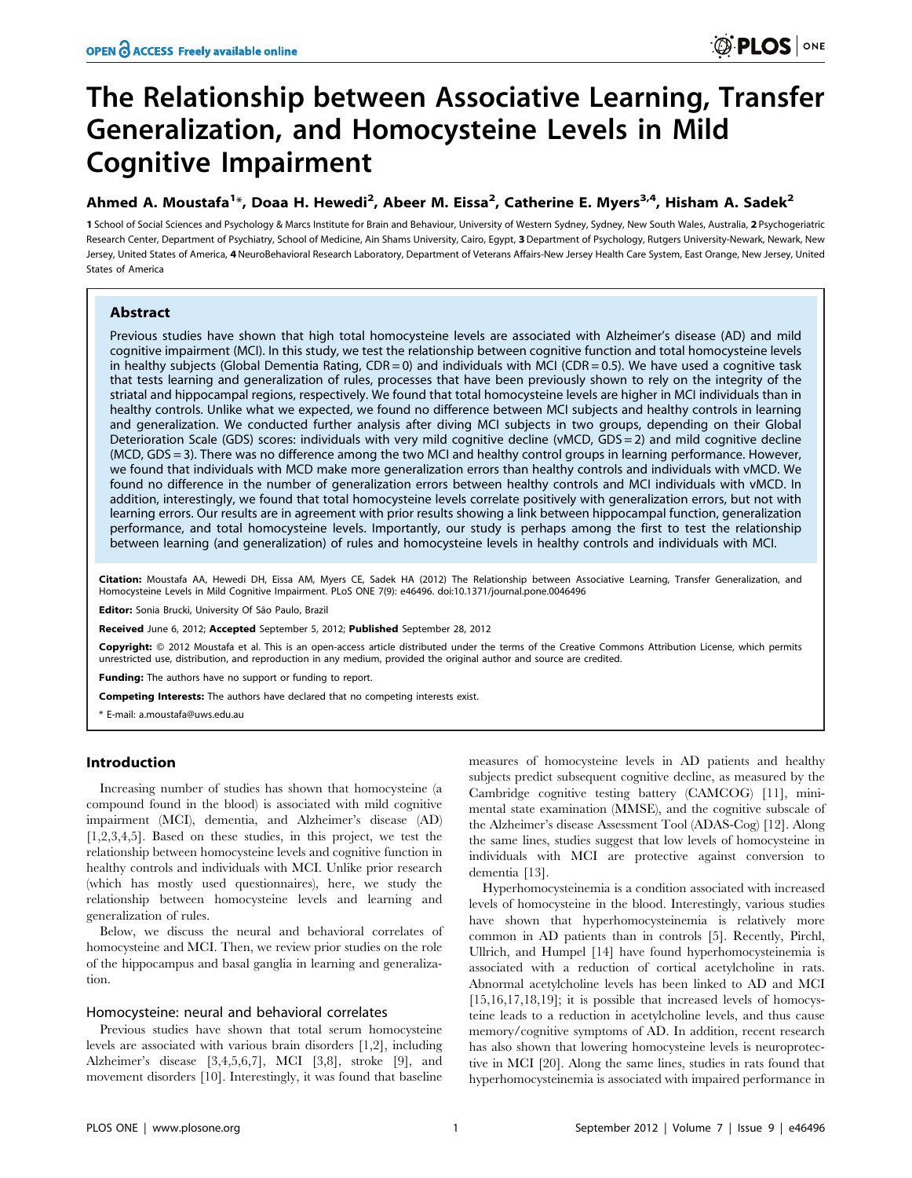# The Relationship between Associative Learning, Transfer Generalization, and Homocysteine Levels in Mild Cognitive Impairment

**Ahmed A. Moustafa[1]*, Doaa H. Hewedi[2], Abeer M. Eissa[2], Catherine E. Myers[3,4], Hisham A. Sadek[2]**

1 School of Social Sciences and Psychology & Marcs Institute for Brain and Behaviour, University of Western Sydney, Sydney, New South Wales, Australia, 2 Psychogeriatric Research Center, Department of Psychiatry, School of Medicine, Ain Shams University, Cairo, Egypt, 3 Department of Psychology, Rutgers University-Newark, Newark, New Jersey, United States of America, 4 NeuroBehavioral Research Laboratory, Department of Veterans Affairs-New Jersey Health Care System, East Orange, New Jersey, United States of America

## Abstract

Previous studies have shown that high total homocysteine levels are associated with Alzheimer's disease (AD) and mild cognitive impairment (MCI). In this study, we test the relationship between cognitive function and total homocysteine levels in healthy subjects (Global Dementia Rating, CDR = 0) and individuals with MCI (CDR = 0.5). We have used a cognitive task that tests learning and generalization of rules, processes that have been previously shown to rely on the integrity of the striatal and hippocampal regions, respectively. We found that total homocysteine levels are higher in MCI individuals than in healthy controls. Unlike what we expected, we found no difference between MCI subjects and healthy controls in learning and generalization. We conducted further analysis after diving MCI subjects in two groups, depending on their Global Deterioration Scale (GDS) scores: individuals with very mild cognitive decline (vMCD, GDS = 2) and mild cognitive decline (MCD, GDS = 3). There was no difference among the two MCI and healthy control groups in learning performance. However, we found that individuals with MCD make more generalization errors than healthy controls and individuals with vMCD. We found no difference in the number of generalization errors between healthy controls and MCI individuals with vMCD. In addition, interestingly, we found that total homocysteine levels correlate positively with generalization errors, but not with learning errors. Our results are in agreement with prior results showing a link between hippocampal function, generalization performance, and total homocysteine levels. Importantly, our study is perhaps among the first to test the relationship between learning (and generalization) of rules and homocysteine levels in healthy controls and individuals with MCI.

**Citation:** Moustafa AA, Hewedi DH, Eissa AM, Myers CE, Sadek HA (2012) The Relationship between Associative Learning, Transfer Generalization, and Homocysteine Levels in Mild Cognitive Impairment. PLoS ONE 7(9): e46496. doi:10.1371/journal.pone.0046496

**Editor:** Sonia Brucki, University Of São Paulo, Brazil

**Received** June 6, 2012; **Accepted** September 5, 2012; **Published** September 28, 2012

**Copyright:** © 2012 Moustafa et al. This is an open-access article distributed under the terms of the Creative Commons Attribution License, which permits unrestricted use, distribution, and reproduction in any medium, provided the original author and source are credited.

**Funding:** The authors have no support or funding to report.

**Competing Interests:** The authors have declared that no competing interests exist.

* E-mail: a.moustafa@uws.edu.au

## Introduction

Increasing number of studies has shown that homocysteine (a compound found in the blood) is associated with mild cognitive impairment (MCI), dementia, and Alzheimer's disease (AD) [1,2,3,4,5]. Based on these studies, in this project, we test the relationship between homocysteine levels and cognitive function in healthy controls and individuals with MCI. Unlike prior research (which has mostly used questionnaires), here, we study the relationship between homocysteine levels and learning and generalization of rules.

Below, we discuss the neural and behavioral correlates of homocysteine and MCI. Then, we review prior studies on the role of the hippocampus and basal ganglia in learning and generalization.

### Homocysteine: neural and behavioral correlates

Previous studies have shown that total serum homocysteine levels are associated with various brain disorders [1,2], including Alzheimer's disease [3,4,5,6,7], MCI [3,8], stroke [9], and movement disorders [10]. Interestingly, it was found that baseline measures of homocysteine levels in AD patients and healthy subjects predict subsequent cognitive decline, as measured by the Cambridge cognitive testing battery (CAMCOG) [11], mini-mental state examination (MMSE), and the cognitive subscale of the Alzheimer's disease Assessment Tool (ADAS-Cog) [12]. Along the same lines, studies suggest that low levels of homocysteine in individuals with MCI are protective against conversion to dementia [13].

Hyperhomocysteinemia is a condition associated with increased levels of homocysteine in the blood. Interestingly, various studies have shown that hyperhomocysteinemia is relatively more common in AD patients than in controls [5]. Recently, Pirchl, Ullrich, and Humpel [14] have found hyperhomocysteinemia is associated with a reduction of cortical acetylcholine in rats. Abnormal acetylcholine levels has been linked to AD and MCI [15,16,17,18,19]; it is possible that increased levels of homocysteine leads to a reduction in acetylcholine levels, and thus cause memory/cognitive symptoms of AD. In addition, recent research has also shown that lowering homocysteine levels is neuroprotective in MCI [20]. Along the same lines, studies in rats found that hyperhomocysteinemia is associated with impaired performance in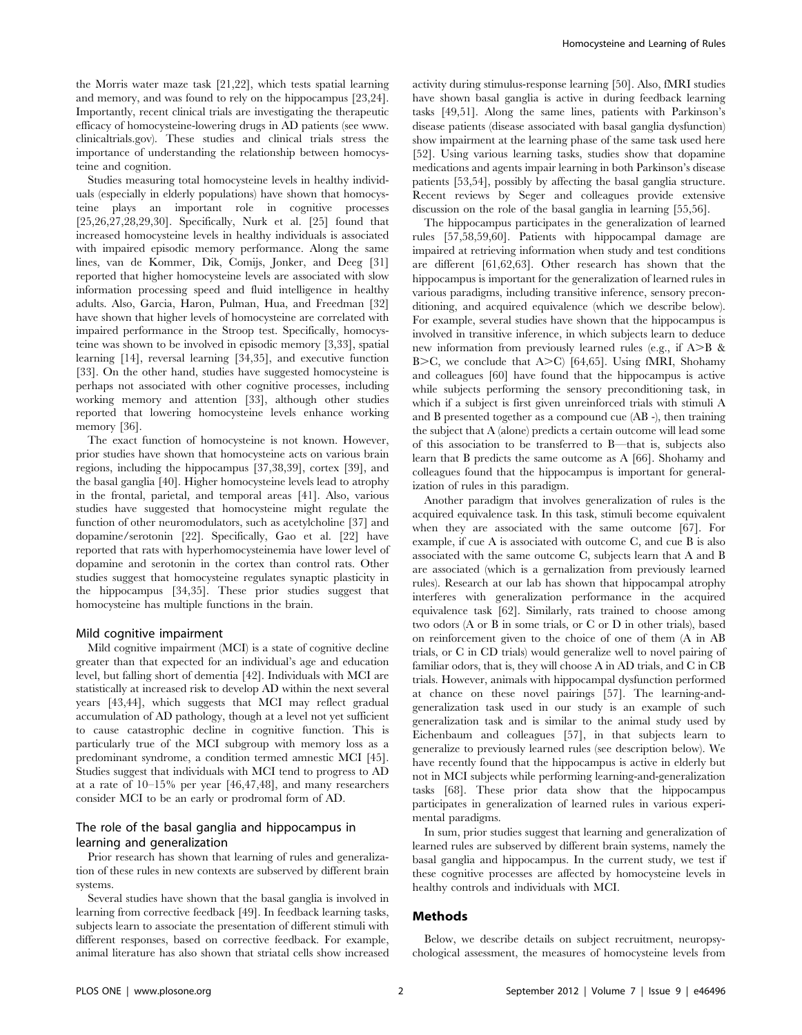the Morris water maze task [21,22], which tests spatial learning and memory, and was found to rely on the hippocampus [23,24]. Importantly, recent clinical trials are investigating the therapeutic efficacy of homocysteine-lowering drugs in AD patients (see www.clinicaltrials.gov). These studies and clinical trials stress the importance of understanding the relationship between homocysteine and cognition.

Studies measuring total homocysteine levels in healthy individuals (especially in elderly populations) have shown that homocysteine plays an important role in cognitive processes [25,26,27,28,29,30]. Specifically, Nurk et al. [25] found that increased homocysteine levels in healthy individuals is associated with impaired episodic memory performance. Along the same lines, van de Kommer, Dik, Comijs, Jonker, and Deeg [31] reported that higher homocysteine levels are associated with slow information processing speed and fluid intelligence in healthy adults. Also, Garcia, Haron, Pulman, Hua, and Freedman [32] have shown that higher levels of homocysteine are correlated with impaired performance in the Stroop test. Specifically, homocysteine was shown to be involved in episodic memory [3,33], spatial learning [14], reversal learning [34,35], and executive function [33]. On the other hand, studies have suggested homocysteine is perhaps not associated with other cognitive processes, including working memory and attention [33], although other studies reported that lowering homocysteine levels enhance working memory [36].

The exact function of homocysteine is not known. However, prior studies have shown that homocysteine acts on various brain regions, including the hippocampus [37,38,39], cortex [39], and the basal ganglia [40]. Higher homocysteine levels lead to atrophy in the frontal, parietal, and temporal areas [41]. Also, various studies have suggested that homocysteine might regulate the function of other neuromodulators, such as acetylcholine [37] and dopamine/serotonin [22]. Specifically, Gao et al. [22] have reported that rats with hyperhomocysteinemia have lower level of dopamine and serotonin in the cortex than control rats. Other studies suggest that homocysteine regulates synaptic plasticity in the hippocampus [34,35]. These prior studies suggest that homocysteine has multiple functions in the brain.

### Mild cognitive impairment

Mild cognitive impairment (MCI) is a state of cognitive decline greater than that expected for an individual's age and education level, but falling short of dementia [42]. Individuals with MCI are statistically at increased risk to develop AD within the next several years [43,44], which suggests that MCI may reflect gradual accumulation of AD pathology, though at a level not yet sufficient to cause catastrophic decline in cognitive function. This is particularly true of the MCI subgroup with memory loss as a predominant syndrome, a condition termed amnestic MCI [45]. Studies suggest that individuals with MCI tend to progress to AD at a rate of 10–15% per year [46,47,48], and many researchers consider MCI to be an early or prodromal form of AD.

### The role of the basal ganglia and hippocampus in learning and generalization

Prior research has shown that learning of rules and generalization of these rules in new contexts are subserved by different brain systems.

Several studies have shown that the basal ganglia is involved in learning from corrective feedback [49]. In feedback learning tasks, subjects learn to associate the presentation of different stimuli with different responses, based on corrective feedback. For example, animal literature has also shown that striatal cells show increased activity during stimulus-response learning [50]. Also, fMRI studies have shown basal ganglia is active in during feedback learning tasks [49,51]. Along the same lines, patients with Parkinson's disease patients (disease associated with basal ganglia dysfunction) show impairment at the learning phase of the same task used here [52]. Using various learning tasks, studies show that dopamine medications and agents impair learning in both Parkinson's disease patients [53,54], possibly by affecting the basal ganglia structure. Recent reviews by Seger and colleagues provide extensive discussion on the role of the basal ganglia in learning [55,56].

The hippocampus participates in the generalization of learned rules [57,58,59,60]. Patients with hippocampal damage are impaired at retrieving information when study and test conditions are different [61,62,63]. Other research has shown that the hippocampus is important for the generalization of learned rules in various paradigms, including transitive inference, sensory preconditioning, and acquired equivalence (which we describe below). For example, several studies have shown that the hippocampus is involved in transitive inference, in which subjects learn to deduce new information from previously learned rules (e.g., if A>B & B>C, we conclude that A>C) [64,65]. Using fMRI, Shohamy and colleagues [60] have found that the hippocampus is active while subjects performing the sensory preconditioning task, in which if a subject is first given unreinforced trials with stimuli A and B presented together as a compound cue (AB -), then training the subject that A (alone) predicts a certain outcome will lead some of this association to be transferred to B—that is, subjects also learn that B predicts the same outcome as A [66]. Shohamy and colleagues found that the hippocampus is important for generalization of rules in this paradigm.

Another paradigm that involves generalization of rules is the acquired equivalence task. In this task, stimuli become equivalent when they are associated with the same outcome [67]. For example, if cue A is associated with outcome C, and cue B is also associated with the same outcome C, subjects learn that A and B are associated (which is a gernalization from previously learned rules). Research at our lab has shown that hippocampal atrophy interferes with generalization performance in the acquired equivalence task [62]. Similarly, rats trained to choose among two odors (A or B in some trials, or C or D in other trials), based on reinforcement given to the choice of one of them (A in AB trials, or C in CD trials) would generalize well to novel pairing of familiar odors, that is, they will choose A in AD trials, and C in CB trials. However, animals with hippocampal dysfunction performed at chance on these novel pairings [57]. The learning-and-generalization task used in our study is an example of such generalization task and is similar to the animal study used by Eichenbaum and colleagues [57], in that subjects learn to generalize to previously learned rules (see description below). We have recently found that the hippocampus is active in elderly but not in MCI subjects while performing learning-and-generalization tasks [68]. These prior data show that the hippocampus participates in generalization of learned rules in various experimental paradigms.

In sum, prior studies suggest that learning and generalization of learned rules are subserved by different brain systems, namely the basal ganglia and hippocampus. In the current study, we test if these cognitive processes are affected by homocysteine levels in healthy controls and individuals with MCI.

## Methods

Below, we describe details on subject recruitment, neuropsychological assessment, the measures of homocysteine levels from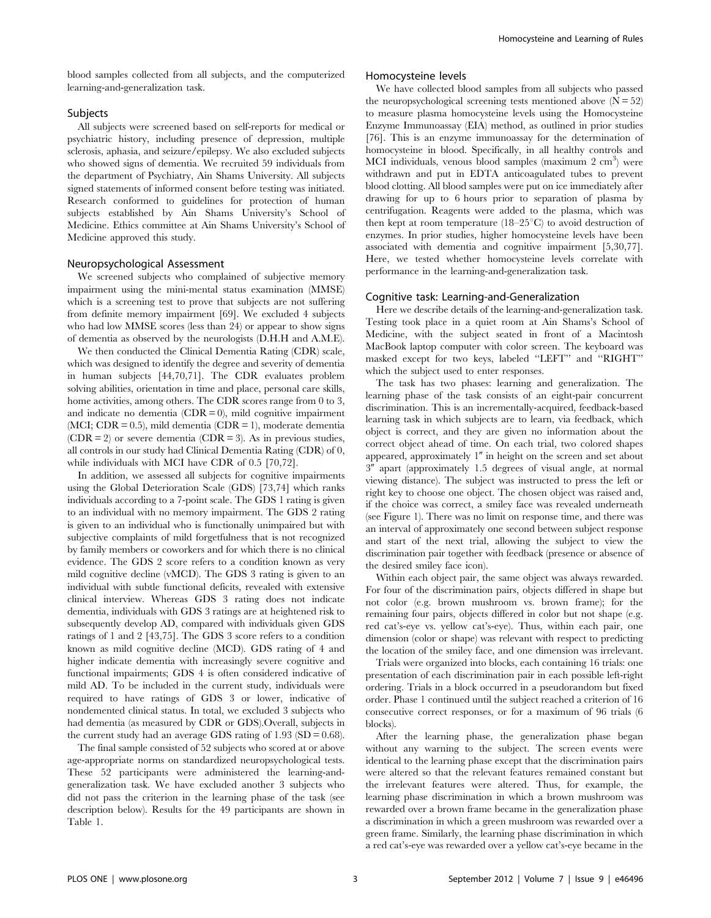blood samples collected from all subjects, and the computerized learning-and-generalization task.

## Subjects

All subjects were screened based on self-reports for medical or psychiatric history, including presence of depression, multiple sclerosis, aphasia, and seizure/epilepsy. We also excluded subjects who showed signs of dementia. We recruited 59 individuals from the department of Psychiatry, Ain Shams University. All subjects signed statements of informed consent before testing was initiated. Research conformed to guidelines for protection of human subjects established by Ain Shams University's School of Medicine. Ethics committee at Ain Shams University's School of Medicine approved this study.

## Neuropsychological Assessment

We screened subjects who complained of subjective memory impairment using the mini-mental status examination (MMSE) which is a screening test to prove that subjects are not suffering from definite memory impairment [69]. We excluded 4 subjects who had low MMSE scores (less than 24) or appear to show signs of dementia as observed by the neurologists (D.H.H and A.M.E).

We then conducted the Clinical Dementia Rating (CDR) scale, which was designed to identify the degree and severity of dementia in human subjects [44,70,71]. The CDR evaluates problem solving abilities, orientation in time and place, personal care skills, home activities, among others. The CDR scores range from 0 to 3, and indicate no dementia (CDR = 0), mild cognitive impairment (MCI; CDR = 0.5), mild dementia (CDR = 1), moderate dementia (CDR = 2) or severe dementia (CDR = 3). As in previous studies, all controls in our study had Clinical Dementia Rating (CDR) of 0, while individuals with MCI have CDR of 0.5 [70,72].

In addition, we assessed all subjects for cognitive impairments using the Global Deterioration Scale (GDS) [73,74] which ranks individuals according to a 7-point scale. The GDS 1 rating is given to an individual with no memory impairment. The GDS 2 rating is given to an individual who is functionally unimpaired but with subjective complaints of mild forgetfulness that is not recognized by family members or coworkers and for which there is no clinical evidence. The GDS 2 score refers to a condition known as very mild cognitive decline (vMCD). The GDS 3 rating is given to an individual with subtle functional deficits, revealed with extensive clinical interview. Whereas GDS 3 rating does not indicate dementia, individuals with GDS 3 ratings are at heightened risk to subsequently develop AD, compared with individuals given GDS ratings of 1 and 2 [43,75]. The GDS 3 score refers to a condition known as mild cognitive decline (MCD). GDS rating of 4 and higher indicate dementia with increasingly severe cognitive and functional impairments; GDS 4 is often considered indicative of mild AD. To be included in the current study, individuals were required to have ratings of GDS 3 or lower, indicative of nondemented clinical status. In total, we excluded 3 subjects who had dementia (as measured by CDR or GDS).Overall, subjects in the current study had an average GDS rating of 1.93 (SD = 0.68).

The final sample consisted of 52 subjects who scored at or above age-appropriate norms on standardized neuropsychological tests. These 52 participants were administered the learning-and-generalization task. We have excluded another 3 subjects who did not pass the criterion in the learning phase of the task (see description below). Results for the 49 participants are shown in Table 1.

## Homocysteine levels

We have collected blood samples from all subjects who passed the neuropsychological screening tests mentioned above (N = 52) to measure plasma homocysteine levels using the Homocysteine Enzyme Immunoassay (EIA) method, as outlined in prior studies [76]. This is an enzyme immunoassay for the determination of homocysteine in blood. Specifically, in all healthy controls and MCI individuals, venous blood samples (maximum 2 $cm^3$) were withdrawn and put in EDTA anticoagulated tubes to prevent blood clotting. All blood samples were put on ice immediately after drawing for up to 6 hours prior to separation of plasma by centrifugation. Reagents were added to the plasma, which was then kept at room temperature (18–25°C) to avoid destruction of enzymes. In prior studies, higher homocysteine levels have been associated with dementia and cognitive impairment [5,30,77]. Here, we tested whether homocysteine levels correlate with performance in the learning-and-generalization task.

## Cognitive task: Learning-and-Generalization

Here we describe details of the learning-and-generalization task. Testing took place in a quiet room at Ain Shams's School of Medicine, with the subject seated in front of a Macintosh MacBook laptop computer with color screen. The keyboard was masked except for two keys, labeled "LEFT" and "RIGHT" which the subject used to enter responses.

The task has two phases: learning and generalization. The learning phase of the task consists of an eight-pair concurrent discrimination. This is an incrementally-acquired, feedback-based learning task in which subjects are to learn, via feedback, which object is correct, and they are given no information about the correct object ahead of time. On each trial, two colored shapes appeared, approximately 1″ in height on the screen and set about 3″ apart (approximately 1.5 degrees of visual angle, at normal viewing distance). The subject was instructed to press the left or right key to choose one object. The chosen object was raised and, if the choice was correct, a smiley face was revealed underneath (see Figure 1). There was no limit on response time, and there was an interval of approximately one second between subject response and start of the next trial, allowing the subject to view the discrimination pair together with feedback (presence or absence of the desired smiley face icon).

Within each object pair, the same object was always rewarded. For four of the discrimination pairs, objects differed in shape but not color (e.g. brown mushroom vs. brown frame); for the remaining four pairs, objects differed in color but not shape (e.g. red cat's-eye vs. yellow cat's-eye). Thus, within each pair, one dimension (color or shape) was relevant with respect to predicting the location of the smiley face, and one dimension was irrelevant.

Trials were organized into blocks, each containing 16 trials: one presentation of each discrimination pair in each possible left-right ordering. Trials in a block occurred in a pseudorandom but fixed order. Phase 1 continued until the subject reached a criterion of 16 consecutive correct responses, or for a maximum of 96 trials (6 blocks).

After the learning phase, the generalization phase began without any warning to the subject. The screen events were identical to the learning phase except that the discrimination pairs were altered so that the relevant features remained constant but the irrelevant features were altered. Thus, for example, the learning phase discrimination in which a brown mushroom was rewarded over a brown frame became in the generalization phase a discrimination in which a green mushroom was rewarded over a green frame. Similarly, the learning phase discrimination in which a red cat's-eye was rewarded over a yellow cat's-eye became in the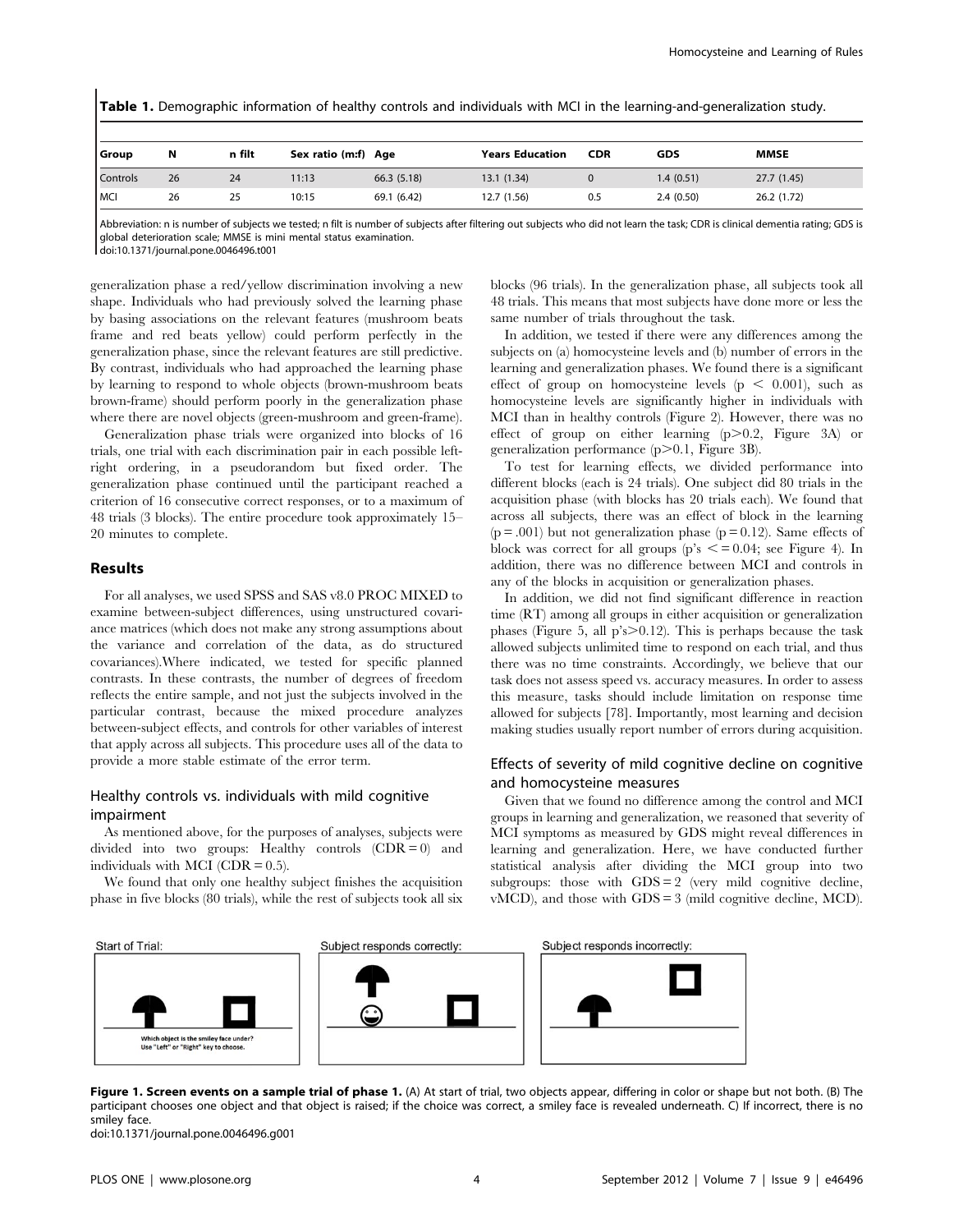**Table 1.** Demographic information of healthy controls and individuals with MCI in the learning-and-generalization study.

| Group | N | n filt | Sex ratio (m:f) | Age | Years Education | CDR | GDS | MMSE |
|---|---|---|---|---|---|---|---|---|
| Controls | 26 | 24 | 11:13 | 66.3 (5.18) | 13.1 (1.34) | 0 | 1.4 (0.51) | 27.7 (1.45) |
| MCI | 26 | 25 | 10:15 | 69.1 (6.42) | 12.7 (1.56) | 0.5 | 2.4 (0.50) | 26.2 (1.72) |

Abbreviation: n is number of subjects we tested; n filt is number of subjects after filtering out subjects who did not learn the task; CDR is clinical dementia rating; GDS is global deterioration scale; MMSE is mini mental status examination.
doi:10.1371/journal.pone.0046496.t001

generalization phase a red/yellow discrimination involving a new shape. Individuals who had previously solved the learning phase by basing associations on the relevant features (mushroom beats frame and red beats yellow) could perform perfectly in the generalization phase, since the relevant features are still predictive. By contrast, individuals who had approached the learning phase by learning to respond to whole objects (brown-mushroom beats brown-frame) should perform poorly in the generalization phase where there are novel objects (green-mushroom and green-frame).

Generalization phase trials were organized into blocks of 16 trials, one trial with each discrimination pair in each possible left-right ordering, in a pseudorandom but fixed order. The generalization phase continued until the participant reached a criterion of 16 consecutive correct responses, or to a maximum of 48 trials (3 blocks). The entire procedure took approximately 15–20 minutes to complete.

## Results

For all analyses, we used SPSS and SAS v8.0 PROC MIXED to examine between-subject differences, using unstructured covariance matrices (which does not make any strong assumptions about the variance and correlation of the data, as do structured covariances).Where indicated, we tested for specific planned contrasts. In these contrasts, the number of degrees of freedom reflects the entire sample, and not just the subjects involved in the particular contrast, because the mixed procedure analyzes between-subject effects, and controls for other variables of interest that apply across all subjects. This procedure uses all of the data to provide a more stable estimate of the error term.

### Healthy controls vs. individuals with mild cognitive impairment

As mentioned above, for the purposes of analyses, subjects were divided into two groups: Healthy controls (CDR = 0) and individuals with MCI (CDR = 0.5).

We found that only one healthy subject finishes the acquisition phase in five blocks (80 trials), while the rest of subjects took all six blocks (96 trials). In the generalization phase, all subjects took all 48 trials. This means that most subjects have done more or less the same number of trials throughout the task.

In addition, we tested if there were any differences among the subjects on (a) homocysteine levels and (b) number of errors in the learning and generalization phases. We found there is a significant effect of group on homocysteine levels ($p < 0.001$), such as homocysteine levels are significantly higher in individuals with MCI than in healthy controls (Figure 2). However, there was no effect of group on either learning ($p > 0.2$, Figure 3A) or generalization performance ($p > 0.1$, Figure 3B).

To test for learning effects, we divided performance into different blocks (each is 24 trials). One subject did 80 trials in the acquisition phase (with blocks has 20 trials each). We found that across all subjects, there was an effect of block in the learning ($p = .001$) but not generalization phase ($p = 0.12$). Same effects of block was correct for all groups (p's $<= 0.04$; see Figure 4). In addition, there was no difference between MCI and controls in any of the blocks in acquisition or generalization phases.

In addition, we did not find significant difference in reaction time (RT) among all groups in either acquisition or generalization phases (Figure 5, all p's$>$0.12). This is perhaps because the task allowed subjects unlimited time to respond on each trial, and thus there was no time constraints. Accordingly, we believe that our task does not assess speed vs. accuracy measures. In order to assess this measure, tasks should include limitation on response time allowed for subjects [78]. Importantly, most learning and decision making studies usually report number of errors during acquisition.

### Effects of severity of mild cognitive decline on cognitive and homocysteine measures

Given that we found no difference among the control and MCI groups in learning and generalization, we reasoned that severity of MCI symptoms as measured by GDS might reveal differences in learning and generalization. Here, we have conducted further statistical analysis after dividing the MCI group into two subgroups: those with GDS = 2 (very mild cognitive decline, vMCD), and those with GDS = 3 (mild cognitive decline, MCD).

Start of Trial: Which object is the smiley face under? Use "Left" or "Right" key to choose. | Subject responds correctly: | Subject responds incorrectly:

**Figure 1. Screen events on a sample trial of phase 1.** (A) At start of trial, two objects appear, differing in color or shape but not both. (B) The participant chooses one object and that object is raised; if the choice was correct, a smiley face is revealed underneath. C) If incorrect, there is no smiley face.
doi:10.1371/journal.pone.0046496.g001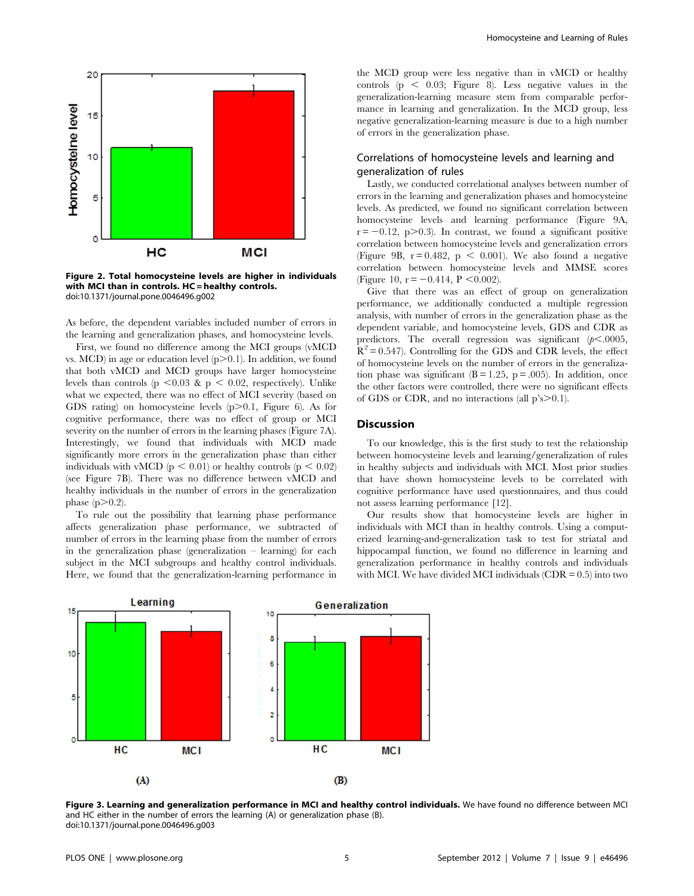**Figure 2. Total homocysteine levels are higher in individuals with MCI than in controls. HC = healthy controls.**
doi:10.1371/journal.pone.0046496.g002

As before, the dependent variables included number of errors in the learning and generalization phases, and homocysteine levels.

First, we found no difference among the MCI groups (vMCD vs. MCD) in age or education level ($p > 0.1$). In addition, we found that both vMCD and MCD groups have larger homocysteine levels than controls ($p < 0.03$ & $p < 0.02$, respectively). Unlike what we expected, there was no effect of MCI severity (based on GDS rating) on homocysteine levels ($p > 0.1$, Figure 6). As for cognitive performance, there was no effect of group or MCI severity on the number of errors in the learning phases (Figure 7A). Interestingly, we found that individuals with MCD made significantly more errors in the generalization phase than either individuals with vMCD ($p < 0.01$) or healthy controls ($p < 0.02$) (see Figure 7B). There was no difference between vMCD and healthy individuals in the number of errors in the generalization phase ($p > 0.2$).

To rule out the possibility that learning phase performance affects generalization phase performance, we subtracted of number of errors in the learning phase from the number of errors in the generalization phase (generalization – learning) for each subject in the MCI subgroups and healthy control individuals. Here, we found that the generalization-learning performance in the MCD group were less negative than in vMCD or healthy controls ($p < 0.03$; Figure 8). Less negative values in the generalization-learning measure stem from comparable performance in learning and generalization. In the MCD group, less negative generalization-learning measure is due to a high number of errors in the generalization phase.

### Correlations of homocysteine levels and learning and generalization of rules

Lastly, we conducted correlational analyses between number of errors in the learning and generalization phases and homocysteine levels. As predicted, we found no significant correlation between homocysteine levels and learning performance (Figure 9A, $r = -0.12$, $p > 0.3$). In contrast, we found a significant positive correlation between homocysteine levels and generalization errors (Figure 9B, $r = 0.482$, $p < 0.001$). We also found a negative correlation between homocysteine levels and MMSE scores (Figure 10, $r = -0.414$, $P < 0.002$).

Give that there was an effect of group on generalization performance, we additionally conducted a multiple regression analysis, with number of errors in the generalization phase as the dependent variable, and homocysteine levels, GDS and CDR as predictors. The overall regression was significant ($p < .0005$, $R^2 = 0.547$). Controlling for the GDS and CDR levels, the effect of homocysteine levels on the number of errors in the generalization phase was significant ($B = 1.25$, $p = .005$). In addition, once the other factors were controlled, there were no significant effects of GDS or CDR, and no interactions (all p's$>0.1$).

## Discussion

To our knowledge, this is the first study to test the relationship between homocysteine levels and learning/generalization of rules in healthy subjects and individuals with MCI. Most prior studies that have shown homocysteine levels to be correlated with cognitive performance have used questionnaires, and thus could not assess learning performance [12].

Our results show that homocysteine levels are higher in individuals with MCI than in healthy controls. Using a computerized learning-and-generalization task to test for striatal and hippocampal function, we found no difference in learning and generalization performance in healthy controls and individuals with MCI. We have divided MCI individuals (CDR = 0.5) into two

**Figure 3. Learning and generalization performance in MCI and healthy control individuals.** We have found no difference between MCI and HC either in the number of errors the learning (A) or generalization phase (B).
doi:10.1371/journal.pone.0046496.g003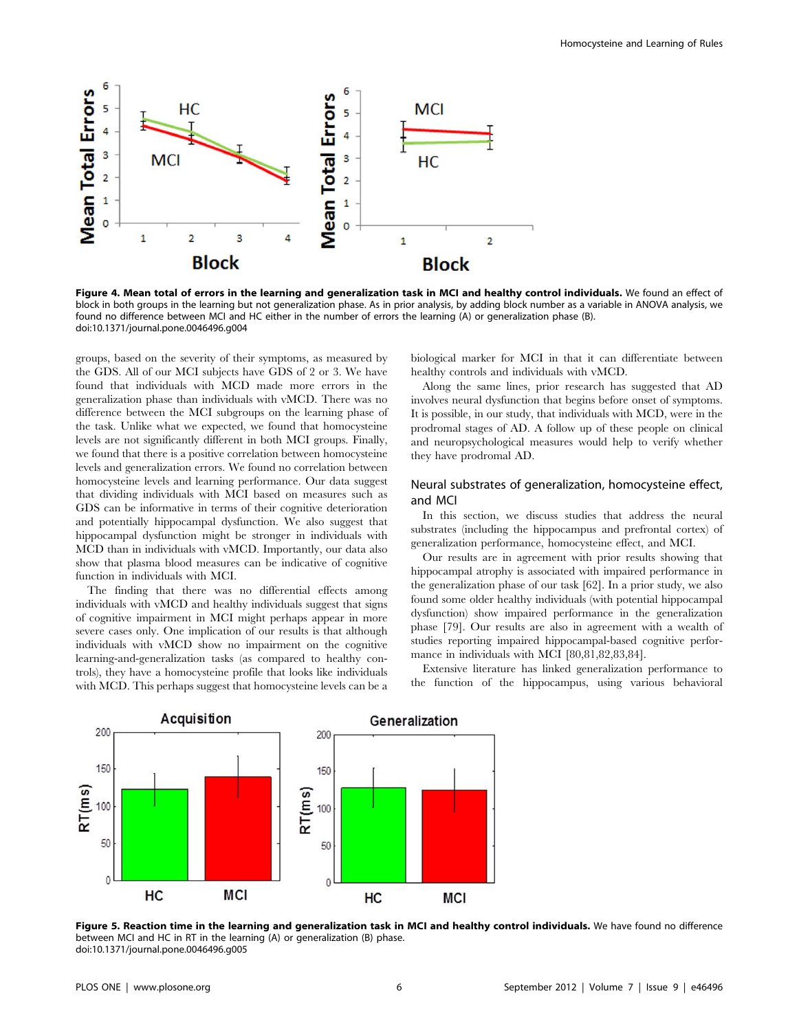**Figure 4. Mean total of errors in the learning and generalization task in MCI and healthy control individuals.** We found an effect of block in both groups in the learning but not generalization phase. As in prior analysis, by adding block number as a variable in ANOVA analysis, we found no difference between MCI and HC either in the number of errors the learning (A) or generalization phase (B).
doi:10.1371/journal.pone.0046496.g004

groups, based on the severity of their symptoms, as measured by the GDS. All of our MCI subjects have GDS of 2 or 3. We have found that individuals with MCD made more errors in the generalization phase than individuals with vMCD. There was no difference between the MCI subgroups on the learning phase of the task. Unlike what we expected, we found that homocysteine levels are not significantly different in both MCI groups. Finally, we found that there is a positive correlation between homocysteine levels and generalization errors. We found no correlation between homocysteine levels and learning performance. Our data suggest that dividing individuals with MCI based on measures such as GDS can be informative in terms of their cognitive deterioration and potentially hippocampal dysfunction. We also suggest that hippocampal dysfunction might be stronger in individuals with MCD than in individuals with vMCD. Importantly, our data also show that plasma blood measures can be indicative of cognitive function in individuals with MCI.

The finding that there was no differential effects among individuals with vMCD and healthy individuals suggest that signs of cognitive impairment in MCI might perhaps appear in more severe cases only. One implication of our results is that although individuals with vMCD show no impairment on the cognitive learning-and-generalization tasks (as compared to healthy controls), they have a homocysteine profile that looks like individuals with MCD. This perhaps suggest that homocysteine levels can be a biological marker for MCI in that it can differentiate between healthy controls and individuals with vMCD.

Along the same lines, prior research has suggested that AD involves neural dysfunction that begins before onset of symptoms. It is possible, in our study, that individuals with MCD, were in the prodromal stages of AD. A follow up of these people on clinical and neuropsychological measures would help to verify whether they have prodromal AD.

## Neural substrates of generalization, homocysteine effect, and MCI

In this section, we discuss studies that address the neural substrates (including the hippocampus and prefrontal cortex) of generalization performance, homocysteine effect, and MCI.

Our results are in agreement with prior results showing that hippocampal atrophy is associated with impaired performance in the generalization phase of our task [62]. In a prior study, we also found some older healthy individuals (with potential hippocampal dysfunction) show impaired performance in the generalization phase [79]. Our results are also in agreement with a wealth of studies reporting impaired hippocampal-based cognitive performance in individuals with MCI [80,81,82,83,84].

Extensive literature has linked generalization performance to the function of the hippocampus, using various behavioral

**Figure 5. Reaction time in the learning and generalization task in MCI and healthy control individuals.** We have found no difference between MCI and HC in RT in the learning (A) or generalization (B) phase.
doi:10.1371/journal.pone.0046496.g005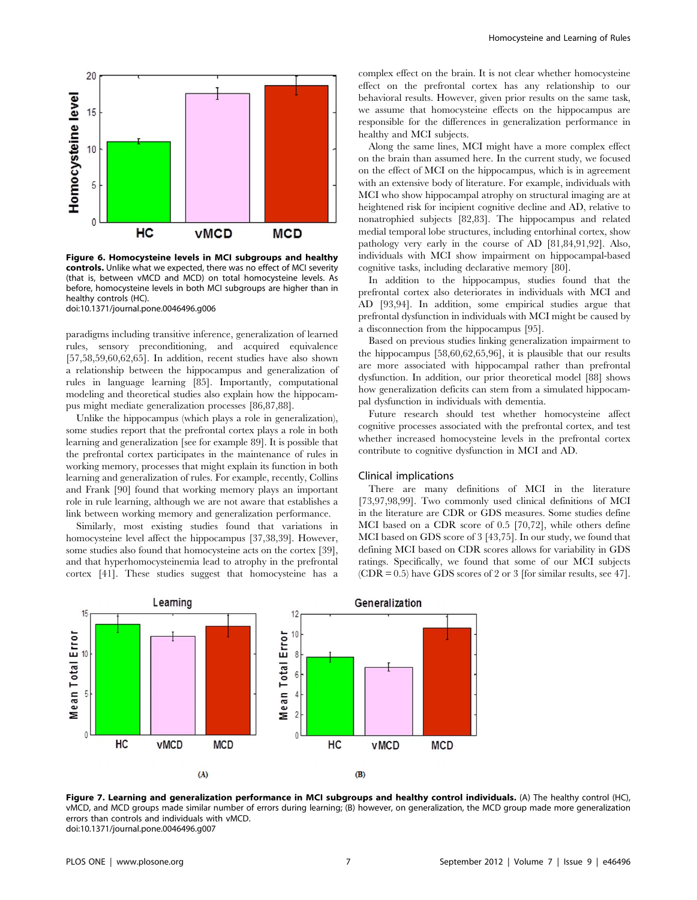**Figure 6. Homocysteine levels in MCI subgroups and healthy controls.** Unlike what we expected, there was no effect of MCI severity (that is, between vMCD and MCD) on total homocysteine levels. As before, homocysteine levels in both MCI subgroups are higher than in healthy controls (HC).
doi:10.1371/journal.pone.0046496.g006

paradigms including transitive inference, generalization of learned rules, sensory preconditioning, and acquired equivalence [57,58,59,60,62,65]. In addition, recent studies have also shown a relationship between the hippocampus and generalization of rules in language learning [85]. Importantly, computational modeling and theoretical studies also explain how the hippocampus might mediate generalization processes [86,87,88].

Unlike the hippocampus (which plays a role in generalization), some studies report that the prefrontal cortex plays a role in both learning and generalization [see for example 89]. It is possible that the prefrontal cortex participates in the maintenance of rules in working memory, processes that might explain its function in both learning and generalization of rules. For example, recently, Collins and Frank [90] found that working memory plays an important role in rule learning, although we are not aware that establishes a link between working memory and generalization performance.

Similarly, most existing studies found that variations in homocysteine level affect the hippocampus [37,38,39]. However, some studies also found that homocysteine acts on the cortex [39], and that hyperhomocysteinemia lead to atrophy in the prefrontal cortex [41]. These studies suggest that homocysteine has a complex effect on the brain. It is not clear whether homocysteine effect on the prefrontal cortex has any relationship to our behavioral results. However, given prior results on the same task, we assume that homocysteine effects on the hippocampus are responsible for the differences in generalization performance in healthy and MCI subjects.

Along the same lines, MCI might have a more complex effect on the brain than assumed here. In the current study, we focused on the effect of MCI on the hippocampus, which is in agreement with an extensive body of literature. For example, individuals with MCI who show hippocampal atrophy on structural imaging are at heightened risk for incipient cognitive decline and AD, relative to nonatrophied subjects [82,83]. The hippocampus and related medial temporal lobe structures, including entorhinal cortex, show pathology very early in the course of AD [81,84,91,92]. Also, individuals with MCI show impairment on hippocampal-based cognitive tasks, including declarative memory [80].

In addition to the hippocampus, studies found that the prefrontal cortex also deteriorates in individuals with MCI and AD [93,94]. In addition, some empirical studies argue that prefrontal dysfunction in individuals with MCI might be caused by a disconnection from the hippocampus [95].

Based on previous studies linking generalization impairment to the hippocampus [58,60,62,65,96], it is plausible that our results are more associated with hippocampal rather than prefrontal dysfunction. In addition, our prior theoretical model [88] shows how generalization deficits can stem from a simulated hippocampal dysfunction in individuals with dementia.

Future research should test whether homocysteine affect cognitive processes associated with the prefrontal cortex, and test whether increased homocysteine levels in the prefrontal cortex contribute to cognitive dysfunction in MCI and AD.

### Clinical implications

There are many definitions of MCI in the literature [73,97,98,99]. Two commonly used clinical definitions of MCI in the literature are CDR or GDS measures. Some studies define MCI based on a CDR score of 0.5 [70,72], while others define MCI based on GDS score of 3 [43,75]. In our study, we found that defining MCI based on CDR scores allows for variability in GDS ratings. Specifically, we found that some of our MCI subjects (CDR = 0.5) have GDS scores of 2 or 3 [for similar results, see 47].

**Figure 7. Learning and generalization performance in MCI subgroups and healthy control individuals.** (A) The healthy control (HC), vMCD, and MCD groups made similar number of errors during learning; (B) however, on generalization, the MCD group made more generalization errors than controls and individuals with vMCD.
doi:10.1371/journal.pone.0046496.g007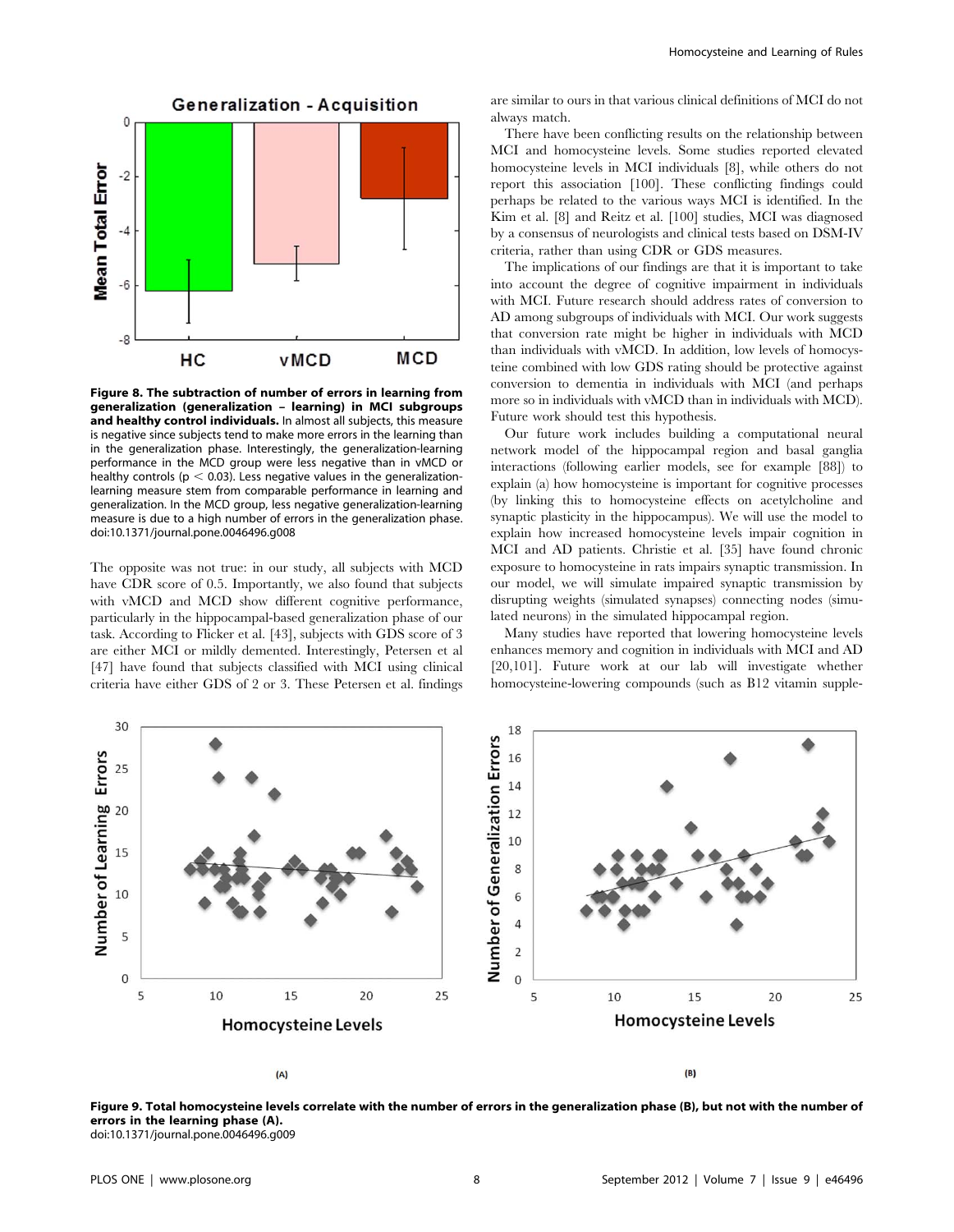**Figure 8. The subtraction of number of errors in learning from generalization (generalization – learning) in MCI subgroups and healthy control individuals.** In almost all subjects, this measure is negative since subjects tend to make more errors in the learning than in the generalization phase. Interestingly, the generalization-learning performance in the MCD group were less negative than in vMCD or healthy controls ($p < 0.03$). Less negative values in the generalization-learning measure stem from comparable performance in learning and generalization. In the MCD group, less negative generalization-learning measure is due to a high number of errors in the generalization phase. doi:10.1371/journal.pone.0046496.g008

The opposite was not true: in our study, all subjects with MCD have CDR score of 0.5. Importantly, we also found that subjects with vMCD and MCD show different cognitive performance, particularly in the hippocampal-based generalization phase of our task. According to Flicker et al. [43], subjects with GDS score of 3 are either MCI or mildly demented. Interestingly, Petersen et al [47] have found that subjects classified with MCI using clinical criteria have either GDS of 2 or 3. These Petersen et al. findings are similar to ours in that various clinical definitions of MCI do not always match.

There have been conflicting results on the relationship between MCI and homocysteine levels. Some studies reported elevated homocysteine levels in MCI individuals [8], while others do not report this association [100]. These conflicting findings could perhaps be related to the various ways MCI is identified. In the Kim et al. [8] and Reitz et al. [100] studies, MCI was diagnosed by a consensus of neurologists and clinical tests based on DSM-IV criteria, rather than using CDR or GDS measures.

The implications of our findings are that it is important to take into account the degree of cognitive impairment in individuals with MCI. Future research should address rates of conversion to AD among subgroups of individuals with MCI. Our work suggests that conversion rate might be higher in individuals with MCD than individuals with vMCD. In addition, low levels of homocysteine combined with low GDS rating should be protective against conversion to dementia in individuals with MCI (and perhaps more so in individuals with vMCD than in individuals with MCD). Future work should test this hypothesis.

Our future work includes building a computational neural network model of the hippocampal region and basal ganglia interactions (following earlier models, see for example [88]) to explain (a) how homocysteine is important for cognitive processes (by linking this to homocysteine effects on acetylcholine and synaptic plasticity in the hippocampus). We will use the model to explain how increased homocysteine levels impair cognition in MCI and AD patients. Christie et al. [35] have found chronic exposure to homocysteine in rats impairs synaptic transmission. In our model, we will simulate impaired synaptic transmission by disrupting weights (simulated synapses) connecting nodes (simulated neurons) in the simulated hippocampal region.

Many studies have reported that lowering homocysteine levels enhances memory and cognition in individuals with MCI and AD [20,101]. Future work at our lab will investigate whether homocysteine-lowering compounds (such as B12 vitamin supple-

**Figure 9. Total homocysteine levels correlate with the number of errors in the generalization phase (B), but not with the number of errors in the learning phase (A).**
doi:10.1371/journal.pone.0046496.g009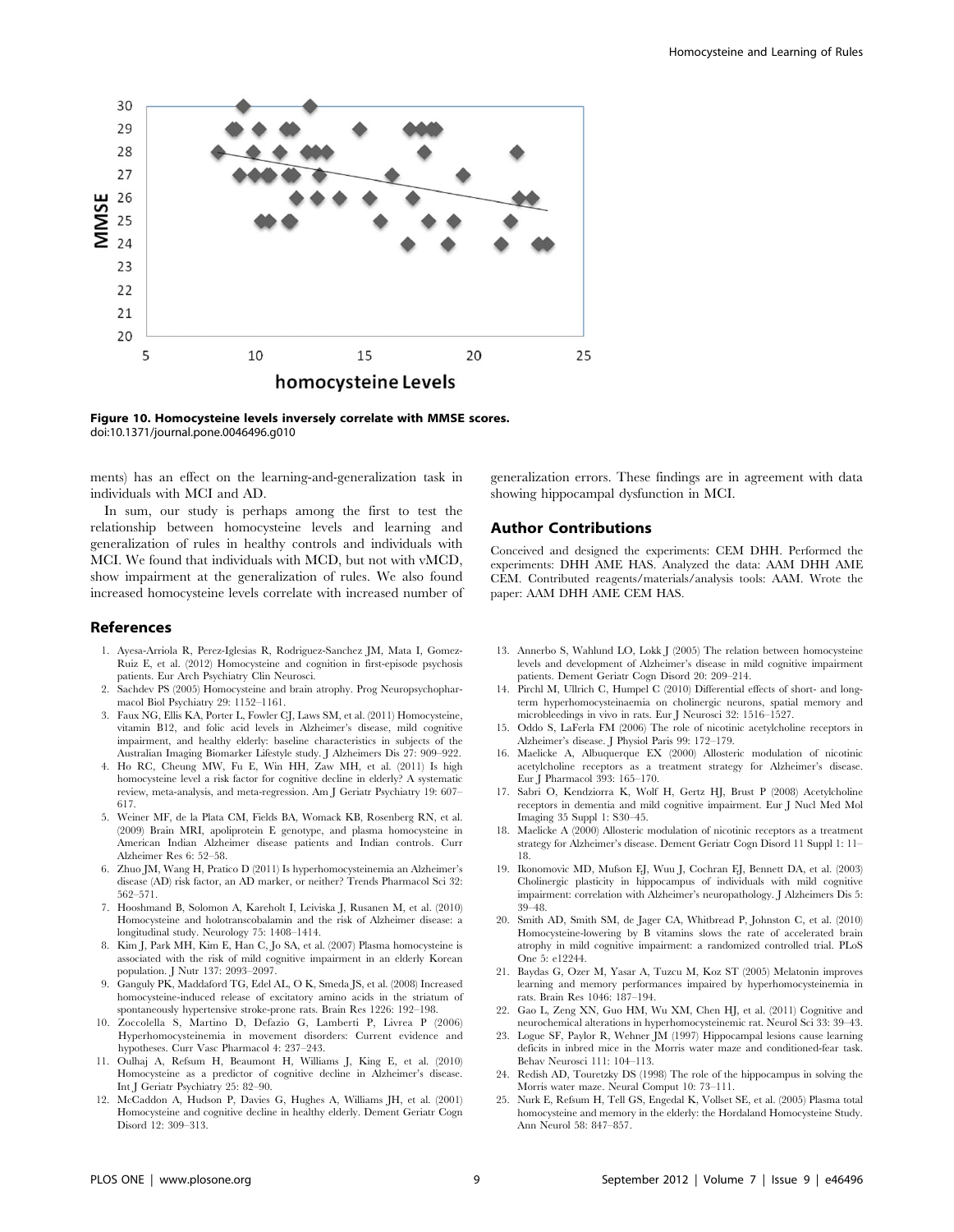**Figure 10. Homocysteine levels inversely correlate with MMSE scores.**
doi:10.1371/journal.pone.0046496.g010

ments) has an effect on the learning-and-generalization task in individuals with MCI and AD.

In sum, our study is perhaps among the first to test the relationship between homocysteine levels and learning and generalization of rules in healthy controls and individuals with MCI. We found that individuals with MCD, but not with vMCD, show impairment at the generalization of rules. We also found increased homocysteine levels correlate with increased number of generalization errors. These findings are in agreement with data showing hippocampal dysfunction in MCI.

## Author Contributions

Conceived and designed the experiments: CEM DHH. Performed the experiments: DHH AME HAS. Analyzed the data: AAM DHH AME CEM. Contributed reagents/materials/analysis tools: AAM. Wrote the paper: AAM DHH AME CEM HAS.

## References

1. Ayesa-Arriola R, Perez-Iglesias R, Rodriguez-Sanchez JM, Mata I, Gomez-Ruiz E, et al. (2012) Homocysteine and cognition in first-episode psychosis patients. Eur Arch Psychiatry Clin Neurosci.
2. Sachdev PS (2005) Homocysteine and brain atrophy. Prog Neuropsychopharmacol Biol Psychiatry 29: 1152–1161.
3. Faux NG, Ellis KA, Porter L, Fowler CJ, Laws SM, et al. (2011) Homocysteine, vitamin B12, and folic acid levels in Alzheimer's disease, mild cognitive impairment, and healthy elderly: baseline characteristics in subjects of the Australian Imaging Biomarker Lifestyle study. J Alzheimers Dis 27: 909–922.
4. Ho RC, Cheung MW, Fu E, Win HH, Zaw MH, et al. (2011) Is high homocysteine level a risk factor for cognitive decline in elderly? A systematic review, meta-analysis, and meta-regression. Am J Geriatr Psychiatry 19: 607–617.
5. Weiner MF, de la Plata CM, Fields BA, Womack KB, Rosenberg RN, et al. (2009) Brain MRI, apoliprotein E genotype, and plasma homocysteine in American Indian Alzheimer disease patients and Indian controls. Curr Alzheimer Res 6: 52–58.
6. Zhuo JM, Wang H, Pratico D (2011) Is hyperhomocysteinemia an Alzheimer's disease (AD) risk factor, an AD marker, or neither? Trends Pharmacol Sci 32: 562–571.
7. Hooshmand B, Solomon A, Kareholt I, Leiviska J, Rusanen M, et al. (2010) Homocysteine and holotranscobalamin and the risk of Alzheimer disease: a longitudinal study. Neurology 75: 1408–1414.
8. Kim J, Park MH, Kim E, Han C, Jo SA, et al. (2007) Plasma homocysteine is associated with the risk of mild cognitive impairment in an elderly Korean population. J Nutr 137: 2093–2097.
9. Ganguly PK, Maddaford TG, Edel AL, O K, Smeda JS, et al. (2008) Increased homocysteine-induced release of excitatory amino acids in the striatum of spontaneously hypertensive stroke-prone rats. Brain Res 1226: 192–198.
10. Zoccolella S, Martino D, Defazio G, Lamberti P, Livrea P (2006) Hyperhomocysteinemia in movement disorders: Current evidence and hypotheses. Curr Vasc Pharmacol 4: 237–243.
11. Oulhaj A, Refsum H, Beaumont H, Williams J, King E, et al. (2010) Homocysteine as a predictor of cognitive decline in Alzheimer's disease. Int J Geriatr Psychiatry 25: 82–90.
12. McCaddon A, Hudson P, Davies G, Hughes A, Williams JH, et al. (2001) Homocysteine and cognitive decline in healthy elderly. Dement Geriatr Cogn Disord 12: 309–313.
13. Annerbo S, Wahlund LO, Lokk J (2005) The relation between homocysteine levels and development of Alzheimer's disease in mild cognitive impairment patients. Dement Geriatr Cogn Disord 20: 209–214.
14. Pirchl M, Ullrich C, Humpel C (2010) Differential effects of short- and long-term hyperhomocysteinaemia on cholinergic neurons, spatial memory and microbleedings in vivo in rats. Eur J Neurosci 32: 1516–1527.
15. Oddo S, LaFerla FM (2006) The role of nicotinic acetylcholine receptors in Alzheimer's disease. J Physiol Paris 99: 172–179.
16. Maelicke A, Albuquerque EX (2000) Allosteric modulation of nicotinic acetylcholine receptors as a treatment strategy for Alzheimer's disease. Eur J Pharmacol 393: 165–170.
17. Sabri O, Kendziorra K, Wolf H, Gertz HJ, Brust P (2008) Acetylcholine receptors in dementia and mild cognitive impairment. Eur J Nucl Med Mol Imaging 35 Suppl 1: S30–45.
18. Maelicke A (2000) Allosteric modulation of nicotinic receptors as a treatment strategy for Alzheimer's disease. Dement Geriatr Cogn Disord 11 Suppl 1: 11–18.
19. Ikonomovic MD, Mufson EJ, Wuu J, Cochran EJ, Bennett DA, et al. (2003) Cholinergic plasticity in hippocampus of individuals with mild cognitive impairment: correlation with Alzheimer's neuropathology. J Alzheimers Dis 5: 39–48.
20. Smith AD, Smith SM, de Jager CA, Whitbread P, Johnston C, et al. (2010) Homocysteine-lowering by B vitamins slows the rate of accelerated brain atrophy in mild cognitive impairment: a randomized controlled trial. PLoS One 5: e12244.
21. Baydas G, Ozer M, Yasar A, Tuzcu M, Koz ST (2005) Melatonin improves learning and memory performances impaired by hyperhomocysteinemia in rats. Brain Res 1046: 187–194.
22. Gao L, Zeng XN, Guo HM, Wu XM, Chen HJ, et al. (2011) Cognitive and neurochemical alterations in hyperhomocysteinemic rat. Neurol Sci 33: 39–43.
23. Logue SF, Paylor R, Wehner JM (1997) Hippocampal lesions cause learning deficits in inbred mice in the Morris water maze and conditioned-fear task. Behav Neurosci 111: 104–113.
24. Redish AD, Touretzky DS (1998) The role of the hippocampus in solving the Morris water maze. Neural Comput 10: 73–111.
25. Nurk E, Refsum H, Tell GS, Engedal K, Vollset SE, et al. (2005) Plasma total homocysteine and memory in the elderly: the Hordaland Homocysteine Study. Ann Neurol 58: 847–857.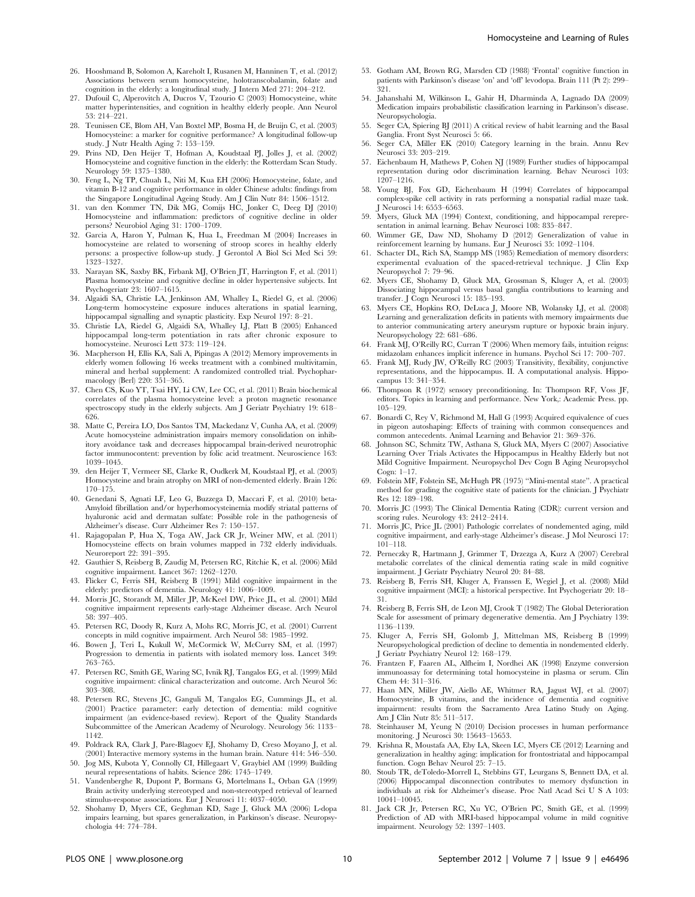26. Hooshmand B, Solomon A, Kareholt I, Rusanen M, Hanninen T, et al. (2012) Associations between serum homocysteine, holotranscobalamin, folate and cognition in the elderly: a longitudinal study. J Intern Med 271: 204–212.
27. Dufouil C, Alperovitch A, Ducros V, Tzourio C (2003) Homocysteine, white matter hyperintensities, and cognition in healthy elderly people. Ann Neurol 53: 214–221.
28. Teunissen CE, Blom AH, Van Boxtel MP, Bosma H, de Bruijn C, et al. (2003) Homocysteine: a marker for cognitive performance? A longitudinal follow-up study. J Nutr Health Aging 7: 153–159.
29. Prins ND, Den Heijer T, Hofman A, Koudstaal PJ, Jolles J, et al. (2002) Homocysteine and cognitive function in the elderly: the Rotterdam Scan Study. Neurology 59: 1375–1380.
30. Feng L, Ng TP, Chuah L, Niti M, Kua EH (2006) Homocysteine, folate, and vitamin B-12 and cognitive performance in older Chinese adults: findings from the Singapore Longitudinal Ageing Study. Am J Clin Nutr 84: 1506–1512.
31. van den Kommer TN, Dik MG, Comijs HC, Jonker C, Deeg DJ (2010) Homocysteine and inflammation: predictors of cognitive decline in older persons? Neurobiol Aging 31: 1700–1709.
32. Garcia A, Haron Y, Pulman K, Hua L, Freedman M (2004) Increases in homocysteine are related to worsening of stroop scores in healthy elderly persons: a prospective follow-up study. J Gerontol A Biol Sci Med Sci 59: 1323–1327.
33. Narayan SK, Saxby BK, Firbank MJ, O'Brien JT, Harrington F, et al. (2011) Plasma homocysteine and cognitive decline in older hypertensive subjects. Int Psychogeriatr 23: 1607–1615.
34. Algaidi SA, Christie LA, Jenkinson AM, Whalley L, Riedel G, et al. (2006) Long-term homocysteine exposure induces alterations in spatial learning, hippocampal signalling and synaptic plasticity. Exp Neurol 197: 8–21.
35. Christie LA, Riedel G, Algaidi SA, Whalley LJ, Platt B (2005) Enhanced hippocampal long-term potentiation in rats after chronic exposure to homocysteine. Neurosci Lett 373: 119–124.
36. Macpherson H, Ellis KA, Sali A, Pipingas A (2012) Memory improvements in elderly women following 16 weeks treatment with a combined multivitamin, mineral and herbal supplement: A randomized controlled trial. Psychopharmacology (Berl) 220: 351–365.
37. Chen CS, Kuo YT, Tsai HY, Li CW, Lee CC, et al. (2011) Brain biochemical correlates of the plasma homocysteine level: a proton magnetic resonance spectroscopy study in the elderly subjects. Am J Geriatr Psychiatry 19: 618–626.
38. Matte C, Pereira LO, Dos Santos TM, Mackedanz V, Cunha AA, et al. (2009) Acute homocysteine administration impairs memory consolidation on inhibitory avoidance task and decreases hippocampal brain-derived neurotrophic factor immunocontent: prevention by folic acid treatment. Neuroscience 163: 1039–1045.
39. den Heijer T, Vermeer SE, Clarke R, Oudkerk M, Koudstaal PJ, et al. (2003) Homocysteine and brain atrophy on MRI of non-demented elderly. Brain 126: 170–175.
40. Genedani S, Agnati LF, Leo G, Buzzega D, Maccari F, et al. (2010) beta-Amyloid fibrillation and/or hyperhomocysteinemia modify striatal patterns of hyaluronic acid and dermatan sulfate: Possible role in the pathogenesis of Alzheimer's disease. Curr Alzheimer Res 7: 150–157.
41. Rajagopalan P, Hua X, Toga AW, Jack CR Jr, Weiner MW, et al. (2011) Homocysteine effects on brain volumes mapped in 732 elderly individuals. Neuroreport 22: 391–395.
42. Gauthier S, Reisberg B, Zaudig M, Petersen RC, Ritchie K, et al. (2006) Mild cognitive impairment. Lancet 367: 1262–1270.
43. Flicker C, Ferris SH, Reisberg B (1991) Mild cognitive impairment in the elderly: predictors of dementia. Neurology 41: 1006–1009.
44. Morris JC, Storandt M, Miller JP, McKeel DW, Price JL, et al. (2001) Mild cognitive impairment represents early-stage Alzheimer disease. Arch Neurol 58: 397–405.
45. Petersen RC, Doody R, Kurz A, Mohs RC, Morris JC, et al. (2001) Current concepts in mild cognitive impairment. Arch Neurol 58: 1985–1992.
46. Bowen J, Teri L, Kukull W, McCormick W, McCurry SM, et al. (1997) Progression to dementia in patients with isolated memory loss. Lancet 349: 763–765.
47. Petersen RC, Smith GE, Waring SC, Ivnik RJ, Tangalos EG, et al. (1999) Mild cognitive impairment: clinical characterization and outcome. Arch Neurol 56: 303–308.
48. Petersen RC, Stevens JC, Ganguli M, Tangalos EG, Cummings JL, et al. (2001) Practice parameter: early detection of dementia: mild cognitive impairment (an evidence-based review). Report of the Quality Standards Subcommittee of the American Academy of Neurology. Neurology 56: 1133–1142.
49. Poldrack RA, Clark J, Pare-Blagoev EJ, Shohamy D, Creso Moyano J, et al. (2001) Interactive memory systems in the human brain. Nature 414: 546–550.
50. Jog MS, Kubota Y, Connolly CI, Hillegaart V, Graybiel AM (1999) Building neural representations of habits. Science 286: 1745–1749.
51. Vandenberghe R, Dupont P, Bormans G, Mortelmans L, Orban GA (1999) Brain activity underlying stereotyped and non-stereotyped retrieval of learned stimulus-response associations. Eur J Neurosci 11: 4037–4050.
52. Shohamy D, Myers CE, Geghman KD, Sage J, Gluck MA (2006) L-dopa impairs learning, but spares generalization, in Parkinson's disease. Neuropsychologia 44: 774–784.
53. Gotham AM, Brown RG, Marsden CD (1988) 'Frontal' cognitive function in patients with Parkinson's disease 'on' and 'off' levodopa. Brain 111 (Pt 2): 299–321.
54. Jahanshahi M, Wilkinson L, Gahir H, Dharminda A, Lagnado DA (2009) Medication impairs probabilistic classification learning in Parkinson's disease. Neuropsychologia.
55. Seger CA, Spiering BJ (2011) A critical review of habit learning and the Basal Ganglia. Front Syst Neurosci 5: 66.
56. Seger CA, Miller EK (2010) Category learning in the brain. Annu Rev Neurosci 33: 203–219.
57. Eichenbaum H, Mathews P, Cohen NJ (1989) Further studies of hippocampal representation during odor discrimination learning. Behav Neurosci 103: 1207–1216.
58. Young BJ, Fox GD, Eichenbaum H (1994) Correlates of hippocampal complex-spike cell activity in rats performing a nonspatial radial maze task. J Neurosci 14: 6553–6563.
59. Myers, Gluck MA (1994) Context, conditioning, and hippocampal rerepresentation in animal learning. Behav Neurosci 108: 835–847.
60. Wimmer GE, Daw ND, Shohamy D (2012) Generalization of value in reinforcement learning by humans. Eur J Neurosci 35: 1092–1104.
61. Schacter DL, Rich SA, Stampp MS (1985) Remediation of memory disorders: experimental evaluation of the spaced-retrieval technique. J Clin Exp Neuropsychol 7: 79–96.
62. Myers CE, Shohamy D, Gluck MA, Grossman S, Kluger A, et al. (2003) Dissociating hippocampal versus basal ganglia contributions to learning and transfer. J Cogn Neurosci 15: 185–193.
63. Myers CE, Hopkins RO, DeLuca J, Moore NB, Wolansky LJ, et al. (2008) Learning and generalization deficits in patients with memory impairments due to anterior communicating artery aneurysm rupture or hypoxic brain injury. Neuropsychology 22: 681–686.
64. Frank MJ, O'Reilly RC, Curran T (2006) When memory fails, intuition reigns: midazolam enhances implicit inference in humans. Psychol Sci 17: 700–707.
65. Frank MJ, Rudy JW, O'Reilly RC (2003) Transitivity, flexibility, conjunctive representations, and the hippocampus. II. A computational analysis. Hippocampus 13: 341–354.
66. Thompson R (1972) sensory preconditioning. In: Thompson RF, Voss JF, editors. Topics in learning and performance. New York,: Academic Press. pp. 105–129.
67. Bonardi C, Rey V, Richmond M, Hall G (1993) Acquired equivalence of cues in pigeon autoshaping: Effects of training with common consequences and common antecedents. Animal Learning and Behavior 21: 369–376.
68. Johnson SC, Schmitz TW, Asthana S, Gluck MA, Myers C (2007) Associative Learning Over Trials Activates the Hippocampus in Healthy Elderly but not Mild Cognitive Impairment. Neuropsychol Dev Cogn B Aging Neuropsychol Cogn: 1–17.
69. Folstein MF, Folstein SE, McHugh PR (1975) "Mini-mental state". A practical method for grading the cognitive state of patients for the clinician. J Psychiatr Res 12: 189–198.
70. Morris JC (1993) The Clinical Dementia Rating (CDR): current version and scoring rules. Neurology 43: 2412–2414.
71. Morris JC, Price JL (2001) Pathologic correlates of nondemented aging, mild cognitive impairment, and early-stage Alzheimer's disease. J Mol Neurosci 17: 101–118.
72. Perneczky R, Hartmann J, Grimmer T, Drzezga A, Kurz A (2007) Cerebral metabolic correlates of the clinical dementia rating scale in mild cognitive impairment. J Geriatr Psychiatry Neurol 20: 84–88.
73. Reisberg B, Ferris SH, Kluger A, Franssen E, Wegiel J, et al. (2008) Mild cognitive impairment (MCI): a historical perspective. Int Psychogeriatr 20: 18–31.
74. Reisberg B, Ferris SH, de Leon MJ, Crook T (1982) The Global Deterioration Scale for assessment of primary degenerative dementia. Am J Psychiatry 139: 1136–1139.
75. Kluger A, Ferris SH, Golomb J, Mittelman MS, Reisberg B (1999) Neuropsychological prediction of decline to dementia in nondemented elderly. J Geriatr Psychiatry Neurol 12: 168–179.
76. Frantzen F, Faaren AL, Alfheim I, Nordhei AK (1998) Enzyme conversion immunoassay for determining total homocysteine in plasma or serum. Clin Chem 44: 311–316.
77. Haan MN, Miller JW, Aiello AE, Whitmer RA, Jagust WJ, et al. (2007) Homocysteine, B vitamins, and the incidence of dementia and cognitive impairment: results from the Sacramento Area Latino Study on Aging. Am J Clin Nutr 85: 511–517.
78. Steinhauser M, Yeung N (2010) Decision processes in human performance monitoring. J Neurosci 30: 15643–15653.
79. Krishna R, Moustafa AA, Eby LA, Skeen LC, Myers CE (2012) Learning and generalization in healthy aging: implication for frontostriatal and hippocampal function. Cogn Behav Neurol 25: 7–15.
80. Stoub TR, deToledo-Morrell L, Stebbins GT, Leurgans S, Bennett DA, et al. (2006) Hippocampal disconnection contributes to memory dysfunction in individuals at risk for Alzheimer's disease. Proc Natl Acad Sci U S A 103: 10041–10045.
81. Jack CR Jr, Petersen RC, Xu YC, O'Brien PC, Smith GE, et al. (1999) Prediction of AD with MRI-based hippocampal volume in mild cognitive impairment. Neurology 52: 1397–1403.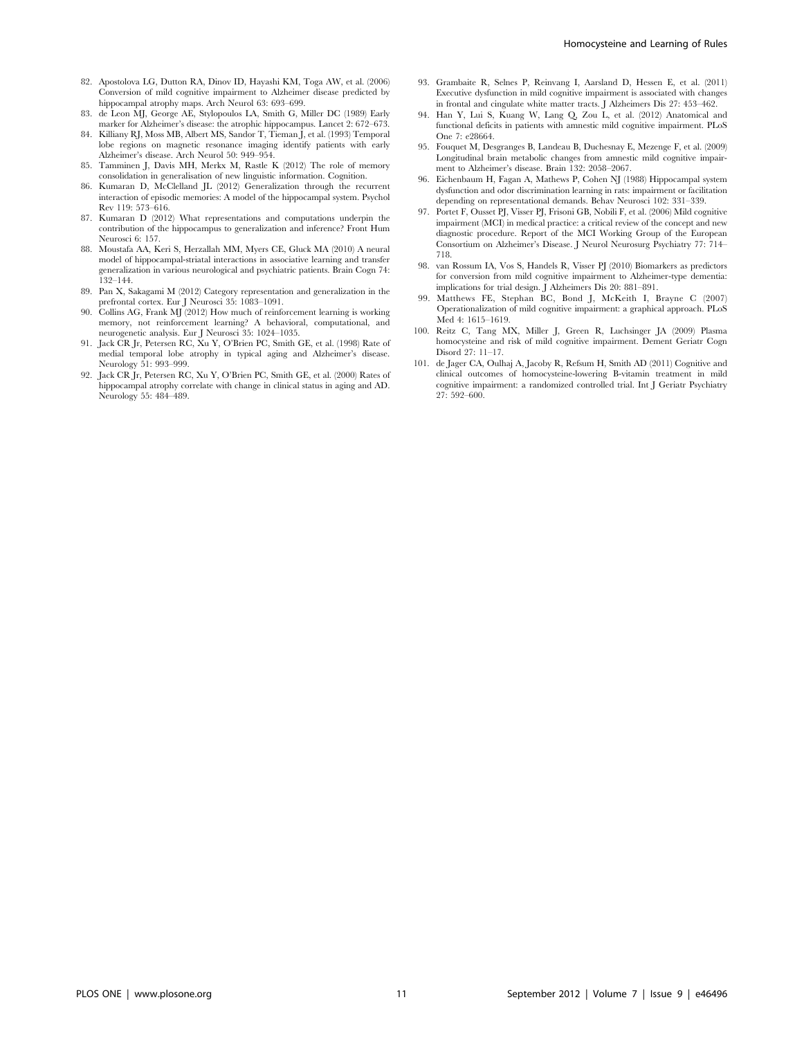82. Apostolova LG, Dutton RA, Dinov ID, Hayashi KM, Toga AW, et al. (2006) Conversion of mild cognitive impairment to Alzheimer disease predicted by hippocampal atrophy maps. Arch Neurol 63: 693–699.
83. de Leon MJ, George AE, Stylopoulos LA, Smith G, Miller DC (1989) Early marker for Alzheimer's disease: the atrophic hippocampus. Lancet 2: 672–673.
84. Killiany RJ, Moss MB, Albert MS, Sandor T, Tieman J, et al. (1993) Temporal lobe regions on magnetic resonance imaging identify patients with early Alzheimer's disease. Arch Neurol 50: 949–954.
85. Tamminen J, Davis MH, Merkx M, Rastle K (2012) The role of memory consolidation in generalisation of new linguistic information. Cognition.
86. Kumaran D, McClelland JL (2012) Generalization through the recurrent interaction of episodic memories: A model of the hippocampal system. Psychol Rev 119: 573–616.
87. Kumaran D (2012) What representations and computations underpin the contribution of the hippocampus to generalization and inference? Front Hum Neurosci 6: 157.
88. Moustafa AA, Keri S, Herzallah MM, Myers CE, Gluck MA (2010) A neural model of hippocampal-striatal interactions in associative learning and transfer generalization in various neurological and psychiatric patients. Brain Cogn 74: 132–144.
89. Pan X, Sakagami M (2012) Category representation and generalization in the prefrontal cortex. Eur J Neurosci 35: 1083–1091.
90. Collins AG, Frank MJ (2012) How much of reinforcement learning is working memory, not reinforcement learning? A behavioral, computational, and neurogenetic analysis. Eur J Neurosci 35: 1024–1035.
91. Jack CR Jr, Petersen RC, Xu Y, O'Brien PC, Smith GE, et al. (1998) Rate of medial temporal lobe atrophy in typical aging and Alzheimer's disease. Neurology 51: 993–999.
92. Jack CR Jr, Petersen RC, Xu Y, O'Brien PC, Smith GE, et al. (2000) Rates of hippocampal atrophy correlate with change in clinical status in aging and AD. Neurology 55: 484–489.
93. Grambaite R, Selnes P, Reinvang I, Aarsland D, Hessen E, et al. (2011) Executive dysfunction in mild cognitive impairment is associated with changes in frontal and cingulate white matter tracts. J Alzheimers Dis 27: 453–462.
94. Han Y, Lui S, Kuang W, Lang Q, Zou L, et al. (2012) Anatomical and functional deficits in patients with amnestic mild cognitive impairment. PLoS One 7: e28664.
95. Fouquet M, Desgranges B, Landeau B, Duchesnay E, Mezenge F, et al. (2009) Longitudinal brain metabolic changes from amnestic mild cognitive impairment to Alzheimer's disease. Brain 132: 2058–2067.
96. Eichenbaum H, Fagan A, Mathews P, Cohen NJ (1988) Hippocampal system dysfunction and odor discrimination learning in rats: impairment or facilitation depending on representational demands. Behav Neurosci 102: 331–339.
97. Portet F, Ousset PJ, Visser PJ, Frisoni GB, Nobili F, et al. (2006) Mild cognitive impairment (MCI) in medical practice: a critical review of the concept and new diagnostic procedure. Report of the MCI Working Group of the European Consortium on Alzheimer's Disease. J Neurol Neurosurg Psychiatry 77: 714–718.
98. van Rossum IA, Vos S, Handels R, Visser PJ (2010) Biomarkers as predictors for conversion from mild cognitive impairment to Alzheimer-type dementia: implications for trial design. J Alzheimers Dis 20: 881–891.
99. Matthews FE, Stephan BC, Bond J, McKeith I, Brayne C (2007) Operationalization of mild cognitive impairment: a graphical approach. PLoS Med 4: 1615–1619.
100. Reitz C, Tang MX, Miller J, Green R, Luchsinger JA (2009) Plasma homocysteine and risk of mild cognitive impairment. Dement Geriatr Cogn Disord 27: 11–17.
101. de Jager CA, Oulhaj A, Jacoby R, Refsum H, Smith AD (2011) Cognitive and clinical outcomes of homocysteine-lowering B-vitamin treatment in mild cognitive impairment: a randomized controlled trial. Int J Geriatr Psychiatry 27: 592–600.